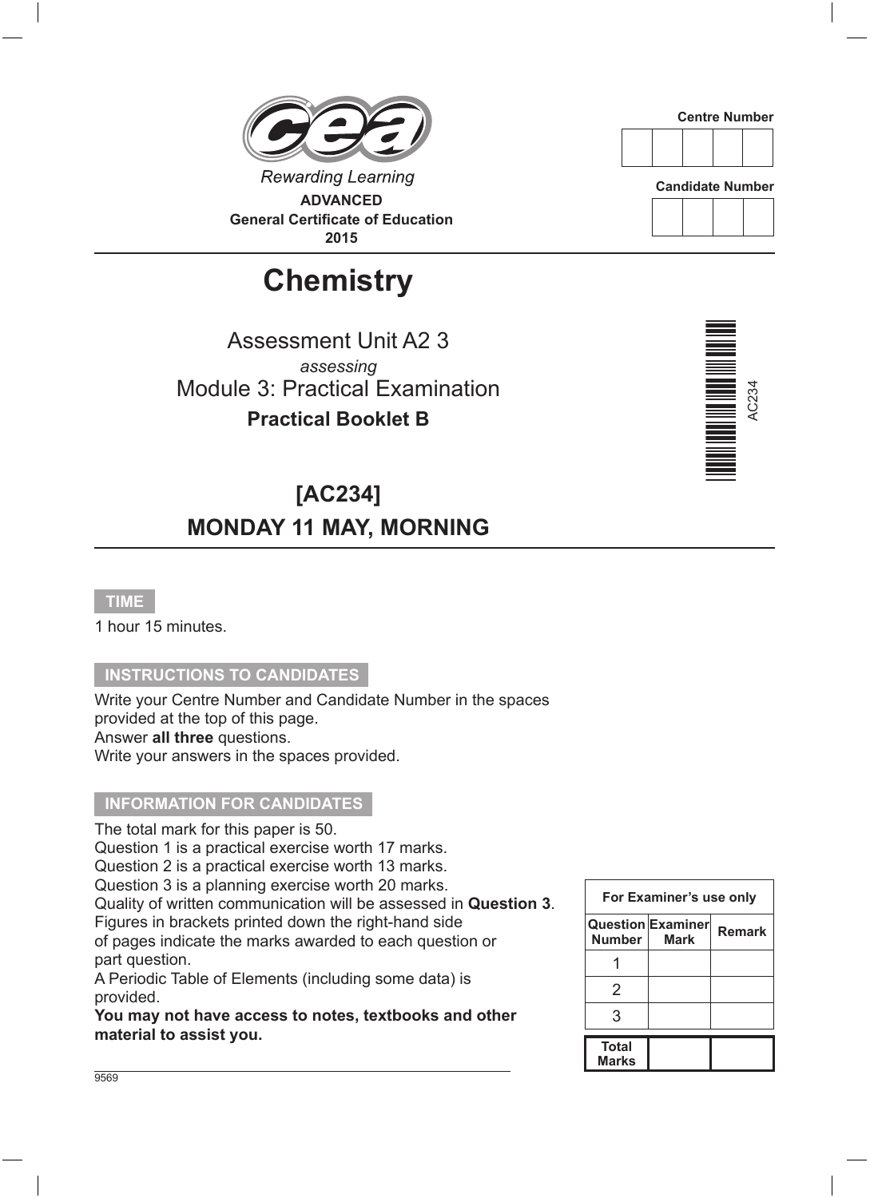Rewarding Learning

**ADVANCED**
**General Certificate of Education**
**2015**

Centre Number

| | | | | |
|---|---|---|---|---|
| | | | | |

Candidate Number

| | | | |
|---|---|---|---|
| | | | |

# Chemistry

Assessment Unit A2 3

*assessing*

Module 3: Practical Examination

**Practical Booklet B**

AC234

## [AC234]

## MONDAY 11 MAY, MORNING

**TIME**

1 hour 15 minutes.

**INSTRUCTIONS TO CANDIDATES**

Write your Centre Number and Candidate Number in the spaces provided at the top of this page.
Answer **all three** questions.
Write your answers in the spaces provided.

**INFORMATION FOR CANDIDATES**

The total mark for this paper is 50.
Question 1 is a practical exercise worth 17 marks.
Question 2 is a practical exercise worth 13 marks.
Question 3 is a planning exercise worth 20 marks.
Quality of written communication will be assessed in **Question 3**.
Figures in brackets printed down the right-hand side of pages indicate the marks awarded to each question or part question.
A Periodic Table of Elements (including some data) is provided.
**You may not have access to notes, textbooks and other material to assist you.**

| For Examiner's use only | | |
|---|---|---|
| Question Number | Examiner Mark | Remark |
| 1 | | |
| 2 | | |
| 3 | | |
| Total Marks | | |

9569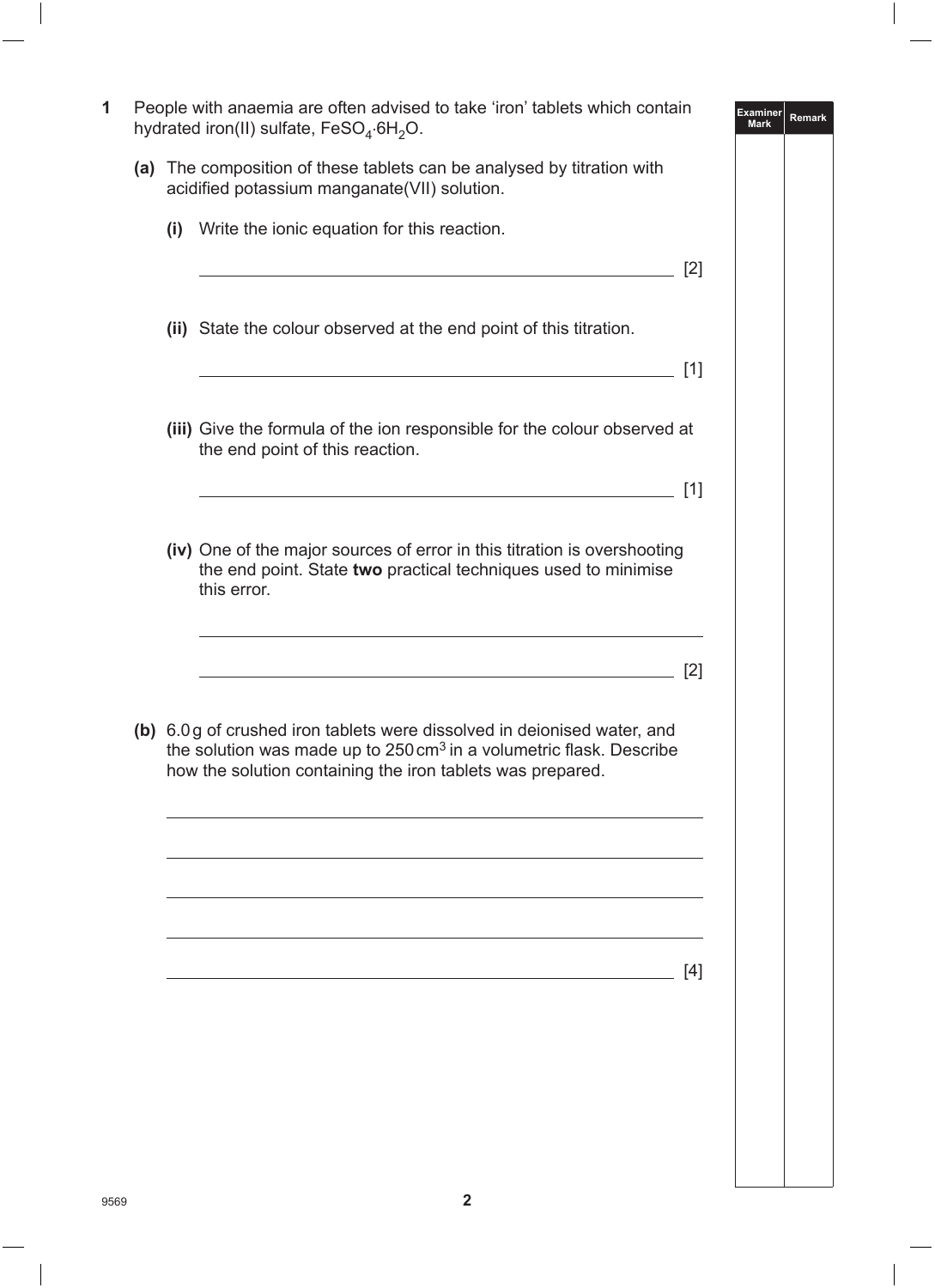**1** People with anaemia are often advised to take 'iron' tablets which contain hydrated iron(II) sulfate, $FeSO_4{\cdot}6H_2O$.

**(a)** The composition of these tablets can be analysed by titration with acidified potassium manganate(VII) solution.

**(i)** Write the ionic equation for this reaction.

______________________________ [2]

**(ii)** State the colour observed at the end point of this titration.

______________________________ [1]

**(iii)** Give the formula of the ion responsible for the colour observed at the end point of this reaction.

______________________________ [1]

**(iv)** One of the major sources of error in this titration is overshooting the end point. State **two** practical techniques used to minimise this error.

______________________________

______________________________ [2]

**(b)** 6.0 g of crushed iron tablets were dissolved in deionised water, and the solution was made up to 250 cm$^3$ in a volumetric flask. Describe how the solution containing the iron tablets was prepared.

______________________________

______________________________

______________________________

______________________________

______________________________ [4]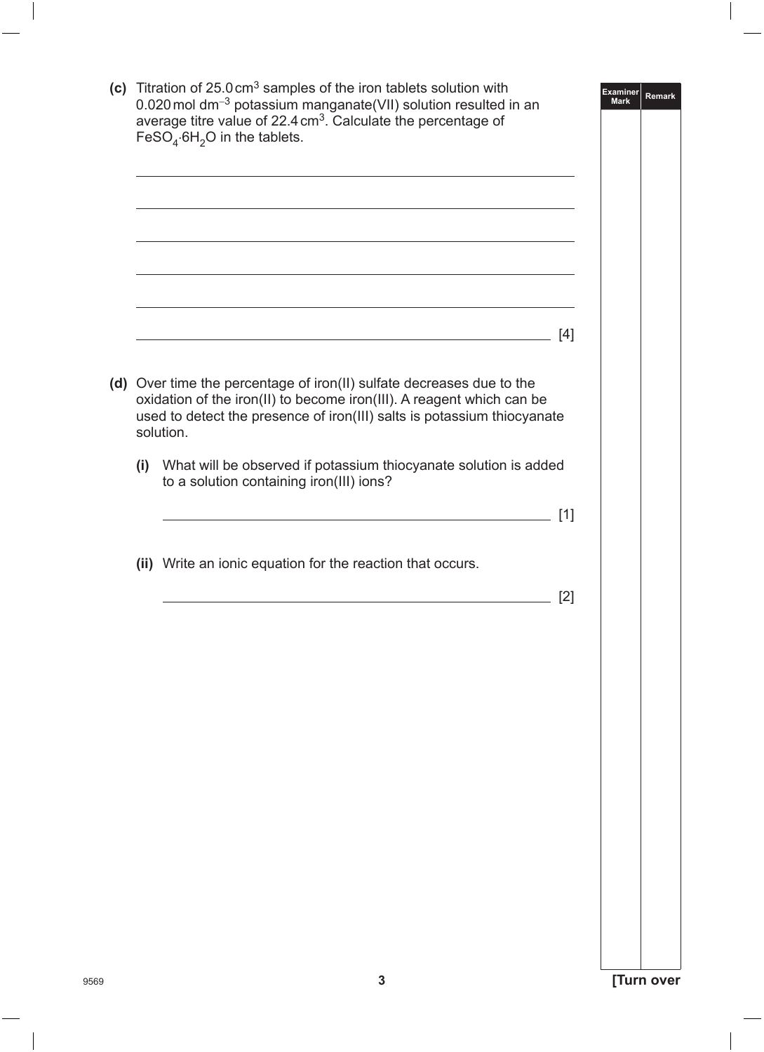**(c)** Titration of 25.0 $cm^3$ samples of the iron tablets solution with 0.020 mol $dm^{-3}$ potassium manganate(VII) solution resulted in an average titre value of 22.4 $cm^3$. Calculate the percentage of $FeSO_4 \cdot 6H_2O$ in the tablets.

______________________________________________________________

______________________________________________________________

______________________________________________________________

______________________________________________________________

______________________________________________________________

______________________________________________________________ [4]

**(d)** Over time the percentage of iron(II) sulfate decreases due to the oxidation of the iron(II) to become iron(III). A reagent which can be used to detect the presence of iron(III) salts is potassium thiocyanate solution.

**(i)** What will be observed if potassium thiocyanate solution is added to a solution containing iron(III) ions?

______________________________________________________________ [1]

**(ii)** Write an ionic equation for the reaction that occurs.

______________________________________________________________ [2]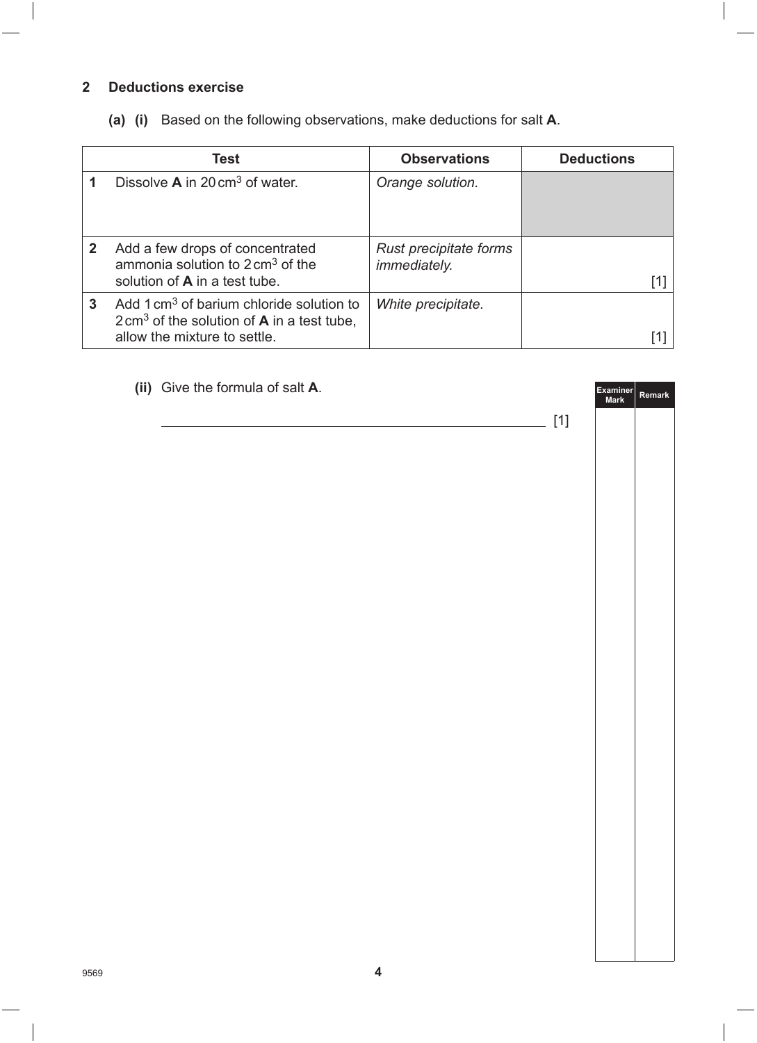## 2 Deductions exercise

**(a) (i)** Based on the following observations, make deductions for salt **A**.

| Test | Observations | Deductions |
|---|---|---|
| **1** Dissolve **A** in 20 $cm^3$ of water. | *Orange solution.* | |
| **2** Add a few drops of concentrated ammonia solution to 2 $cm^3$ of the solution of **A** in a test tube. | *Rust precipitate forms immediately.* | [1] |
| **3** Add 1 $cm^3$ of barium chloride solution to 2 $cm^3$ of the solution of **A** in a test tube, allow the mixture to settle. | *White precipitate.* | [1] |

**(ii)** Give the formula of salt **A**.

______________________________________________ [1]

9569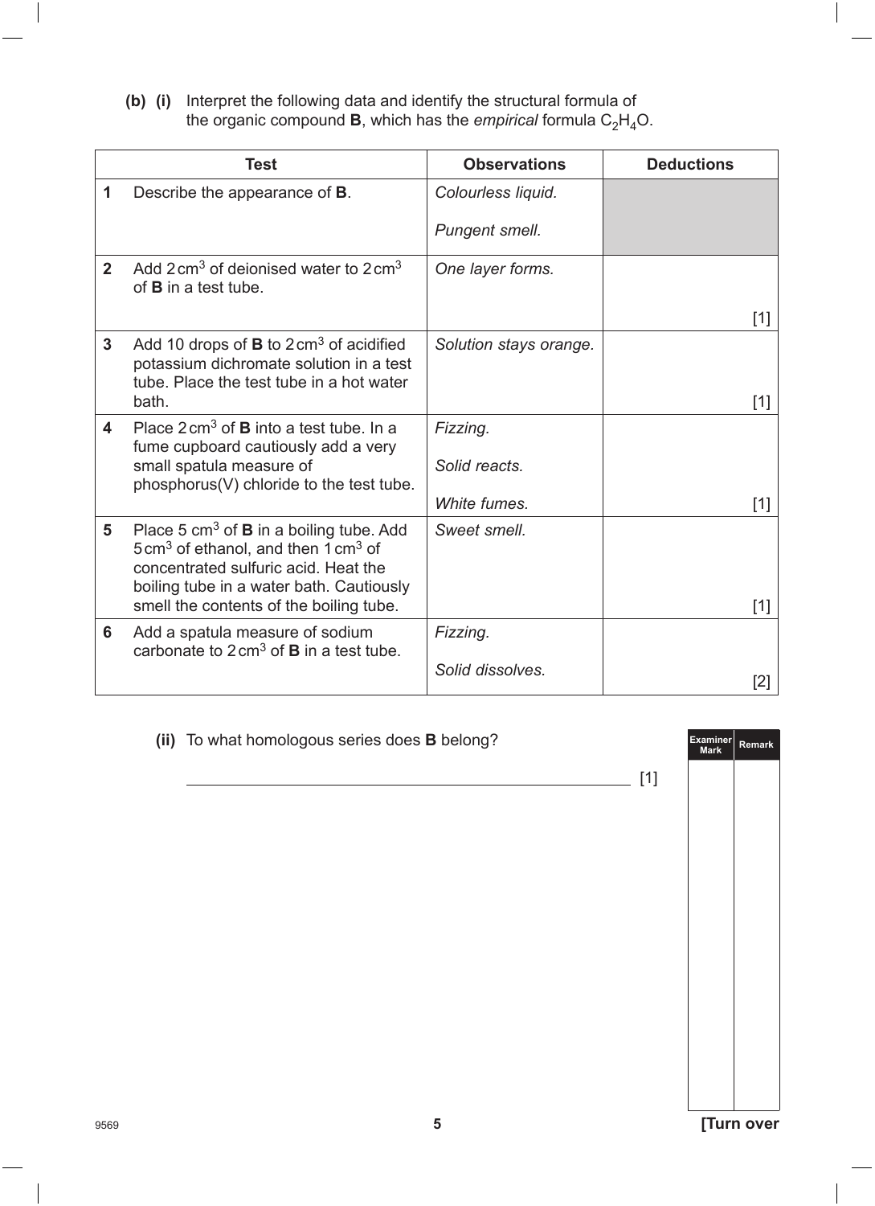**(b) (i)** Interpret the following data and identify the structural formula of the organic compound **B**, which has the *empirical* formula $C_2H_4O$.

| Test | Observations | Deductions |
|---|---|---|
| **1** Describe the appearance of **B**. | *Colourless liquid.* <br> *Pungent smell.* | |
| **2** Add 2 $cm^3$ of deionised water to 2 $cm^3$ of **B** in a test tube. | *One layer forms.* | [1] |
| **3** Add 10 drops of **B** to 2 $cm^3$ of acidified potassium dichromate solution in a test tube. Place the test tube in a hot water bath. | *Solution stays orange.* | [1] |
| **4** Place 2 $cm^3$ of **B** into a test tube. In a fume cupboard cautiously add a very small spatula measure of phosphorus(V) chloride to the test tube. | *Fizzing.* <br> *Solid reacts.* <br> *White fumes.* | [1] |
| **5** Place 5 $cm^3$ of **B** in a boiling tube. Add 5 $cm^3$ of ethanol, and then 1 $cm^3$ of concentrated sulfuric acid. Heat the boiling tube in a water bath. Cautiously smell the contents of the boiling tube. | *Sweet smell.* | [1] |
| **6** Add a spatula measure of sodium carbonate to 2 $cm^3$ of **B** in a test tube. | *Fizzing.* <br> *Solid dissolves.* | [2] |

**(ii)** To what homologous series does **B** belong?

______________________________________________ [1]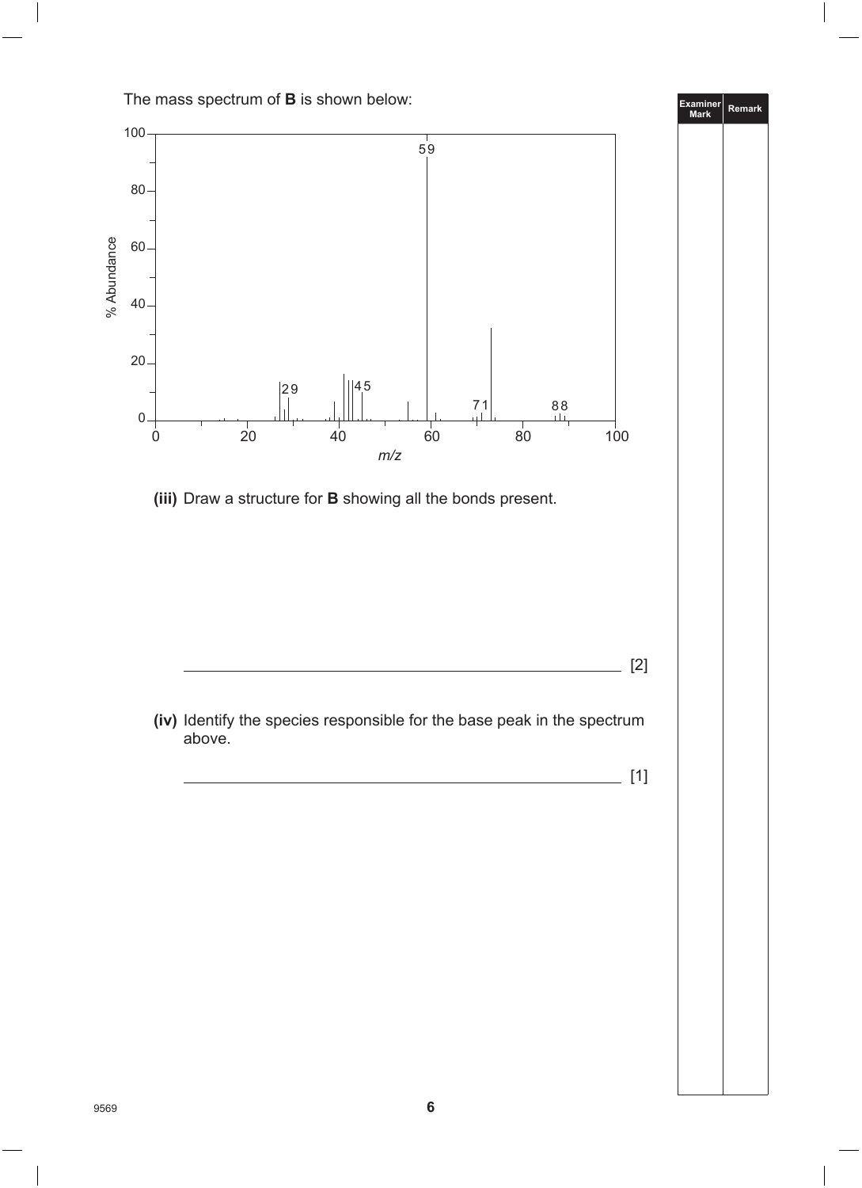The mass spectrum of **B** is shown below:

**(iii)** Draw a structure for **B** showing all the bonds present.

_______________________________________________ [2]

**(iv)** Identify the species responsible for the base peak in the spectrum above.

_______________________________________________ [1]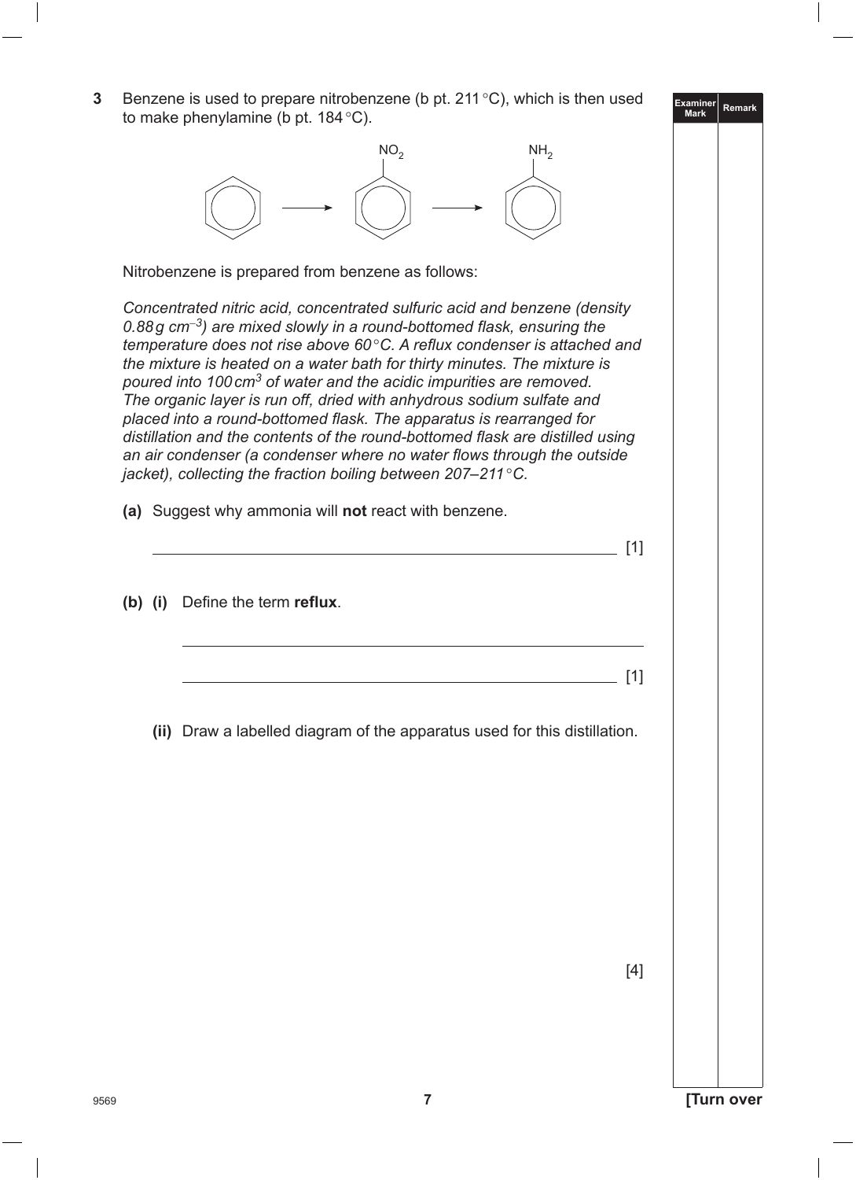**3** Benzene is used to prepare nitrobenzene (b pt. 211 °C), which is then used to make phenylamine (b pt. 184 °C).

Nitrobenzene is prepared from benzene as follows:

*Concentrated nitric acid, concentrated sulfuric acid and benzene (density 0.88 g cm$^{-3}$) are mixed slowly in a round-bottomed flask, ensuring the temperature does not rise above 60 °C. A reflux condenser is attached and the mixture is heated on a water bath for thirty minutes. The mixture is poured into 100 cm$^3$ of water and the acidic impurities are removed. The organic layer is run off, dried with anhydrous sodium sulfate and placed into a round-bottomed flask. The apparatus is rearranged for distillation and the contents of the round-bottomed flask are distilled using an air condenser (a condenser where no water flows through the outside jacket), collecting the fraction boiling between 207–211 °C.*

**(a)** Suggest why ammonia will **not** react with benzene.

______________________________________________ [1]

**(b) (i)** Define the term **reflux**.

______________________________________________

______________________________________________ [1]

**(ii)** Draw a labelled diagram of the apparatus used for this distillation.

[4]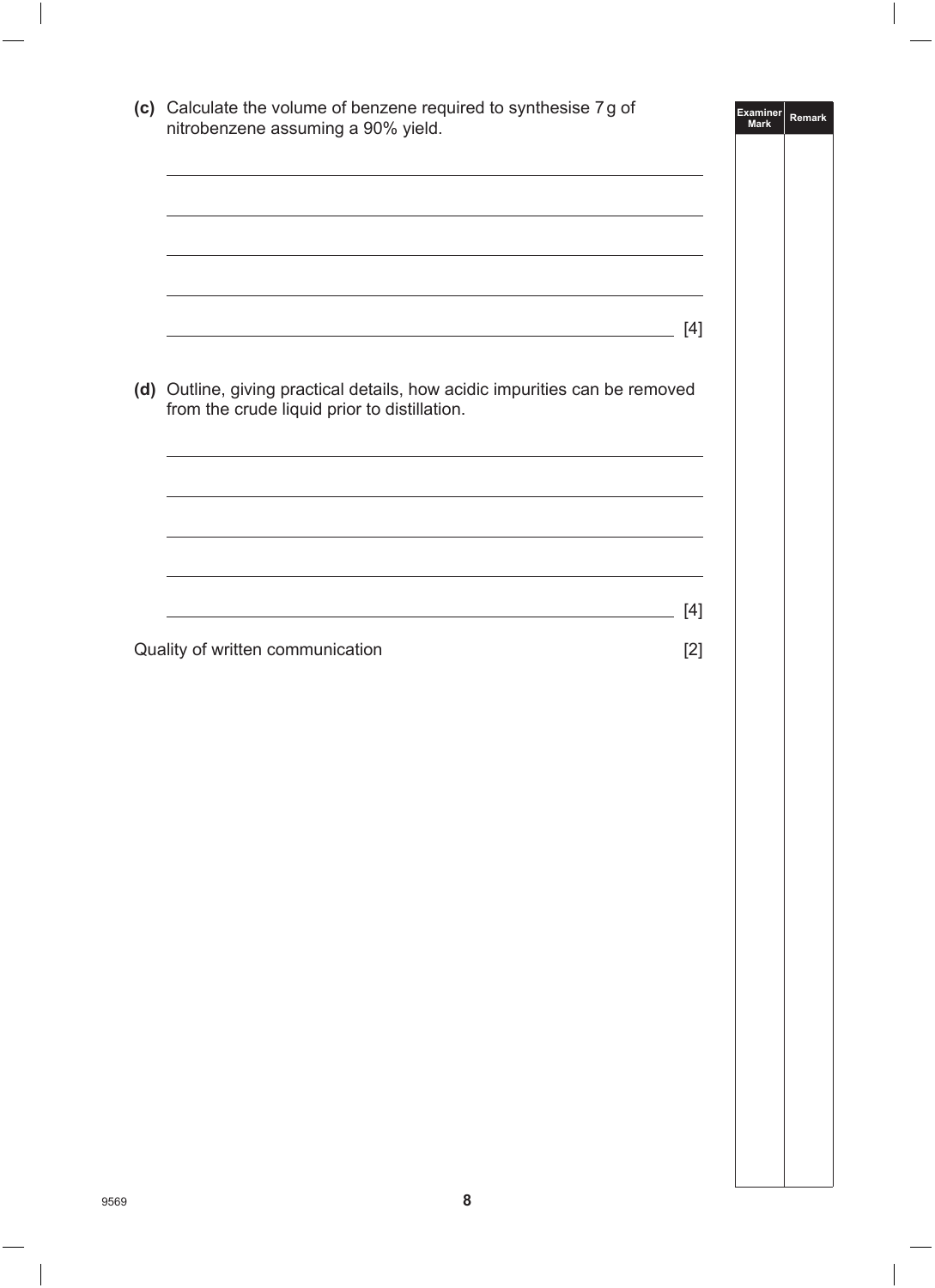**(c)** Calculate the volume of benzene required to synthesise 7 g of nitrobenzene assuming a 90% yield.

_______________________________________________

_______________________________________________

_______________________________________________

_______________________________________________

_______________________________________________ [4]

**(d)** Outline, giving practical details, how acidic impurities can be removed from the crude liquid prior to distillation.

_______________________________________________

_______________________________________________

_______________________________________________

_______________________________________________

_______________________________________________ [4]

Quality of written communication [2]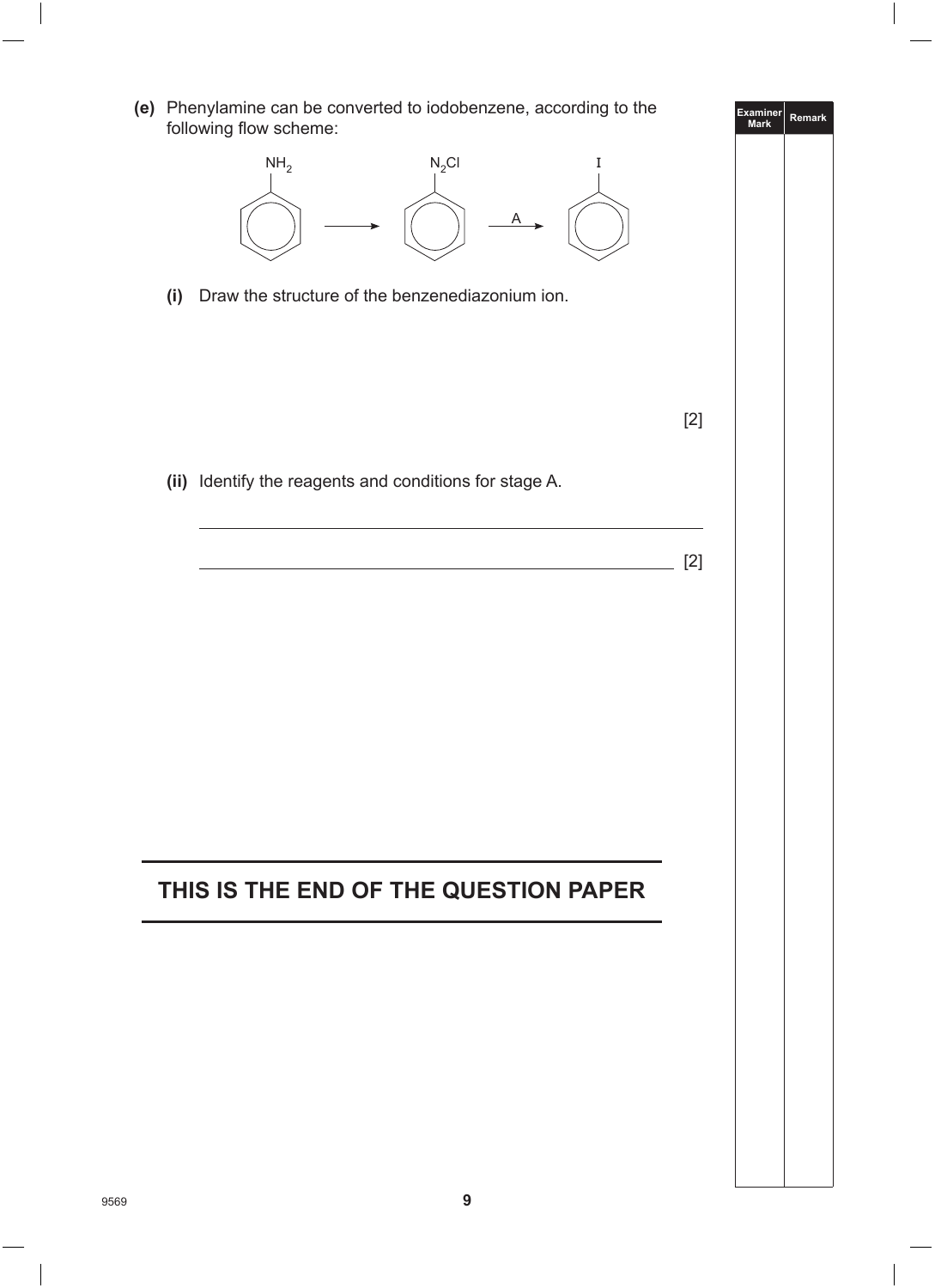**(e)** Phenylamine can be converted to iodobenzene, according to the following flow scheme:

$NH_2$ → $N_2Cl$ —A→ I

**(i)** Draw the structure of the benzenediazonium ion.

[2]

**(ii)** Identify the reagents and conditions for stage A.

_______________________________________________

_______________________________________________ [2]

**THIS IS THE END OF THE QUESTION PAPER**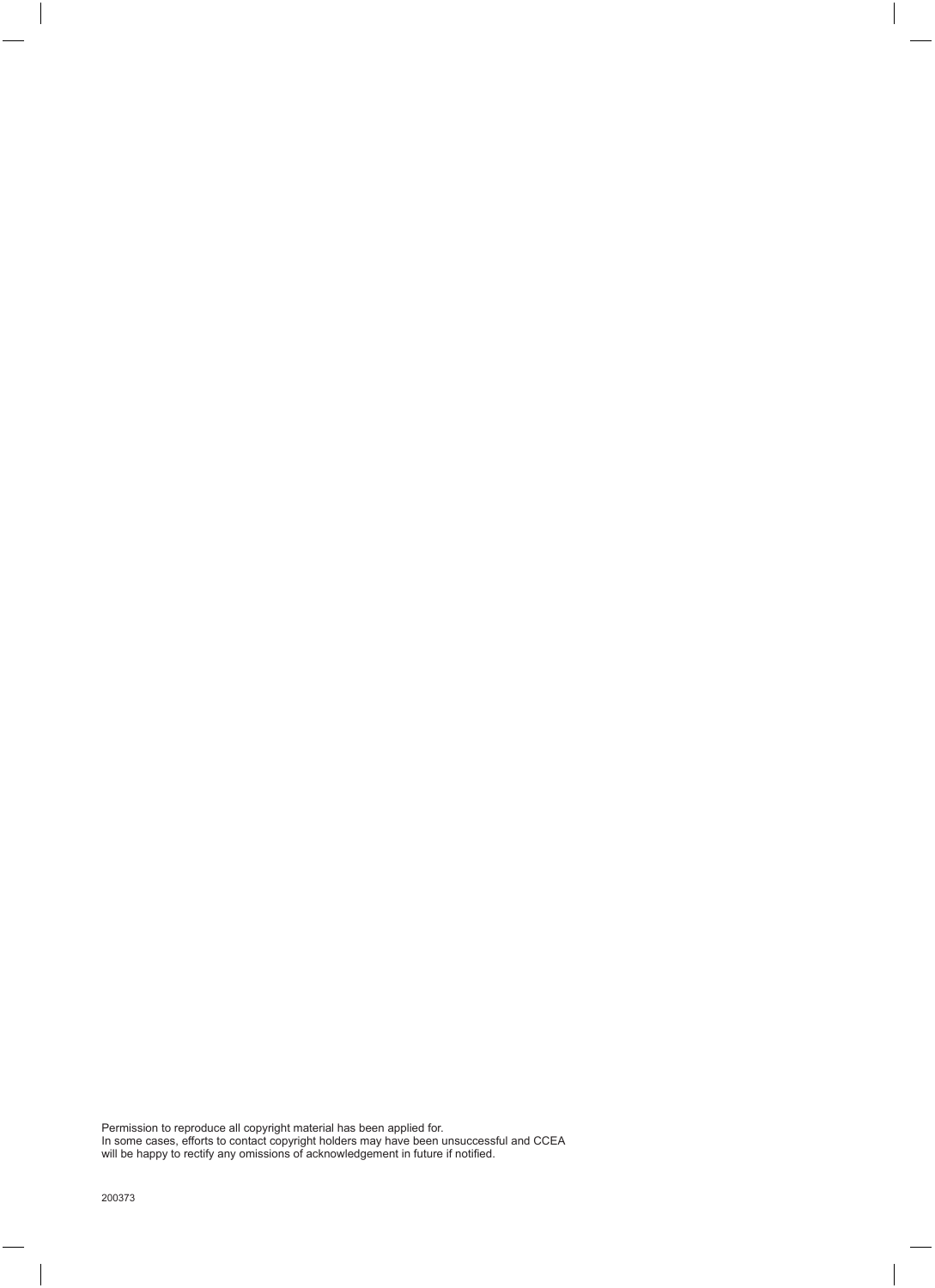Permission to reproduce all copyright material has been applied for.
In some cases, efforts to contact copyright holders may have been unsuccessful and CCEA will be happy to rectify any omissions of acknowledgement in future if notified.

200373